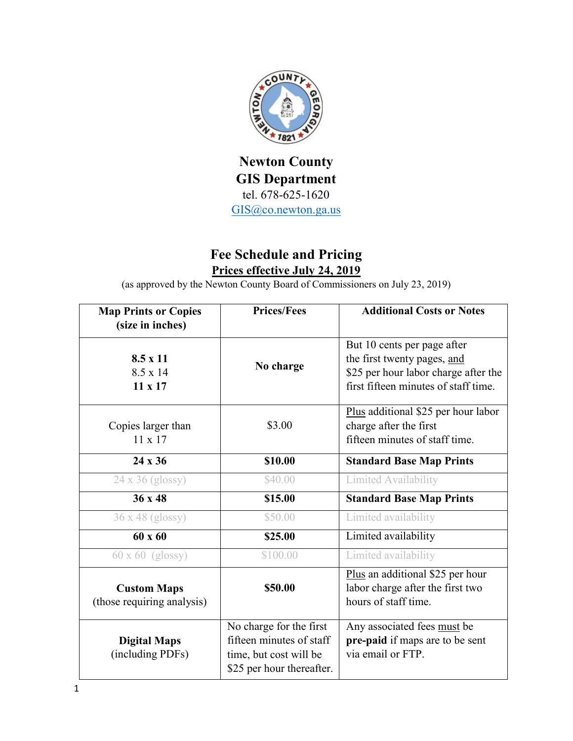# Newton County
# GIS Department

tel. 678-625-1620
GIS@co.newton.ga.us

## Fee Schedule and Pricing

**Prices effective July 24, 2019**

(as approved by the Newton County Board of Commissioners on July 23, 2019)

| Map Prints or Copies (size in inches) | Prices/Fees | Additional Costs or Notes |
|---|---|---|
| **8.5 x 11**<br>8.5 x 14<br>**11 x 17** | **No charge** | But 10 cents per page after the first twenty pages, and $25 per hour labor charge after the first fifteen minutes of staff time. |
| Copies larger than 11 x 17 | $3.00 | Plus additional $25 per hour labor charge after the first fifteen minutes of staff time. |
| **24 x 36** | **$10.00** | **Standard Base Map Prints** |
| 24 x 36 (glossy) | $40.00 | Limited Availability |
| **36 x 48** | **$15.00** | **Standard Base Map Prints** |
| 36 x 48 (glossy) | $50.00 | Limited availability |
| **60 x 60** | **$25.00** | Limited availability |
| 60 x 60 (glossy) | $100.00 | Limited availability |
| **Custom Maps** (those requiring analysis) | **$50.00** | Plus an additional $25 per hour labor charge after the first two hours of staff time. |
| **Digital Maps** (including PDFs) | No charge for the first fifteen minutes of staff time, but cost will be $25 per hour thereafter. | Any associated fees must be **pre-paid** if maps are to be sent via email or FTP. |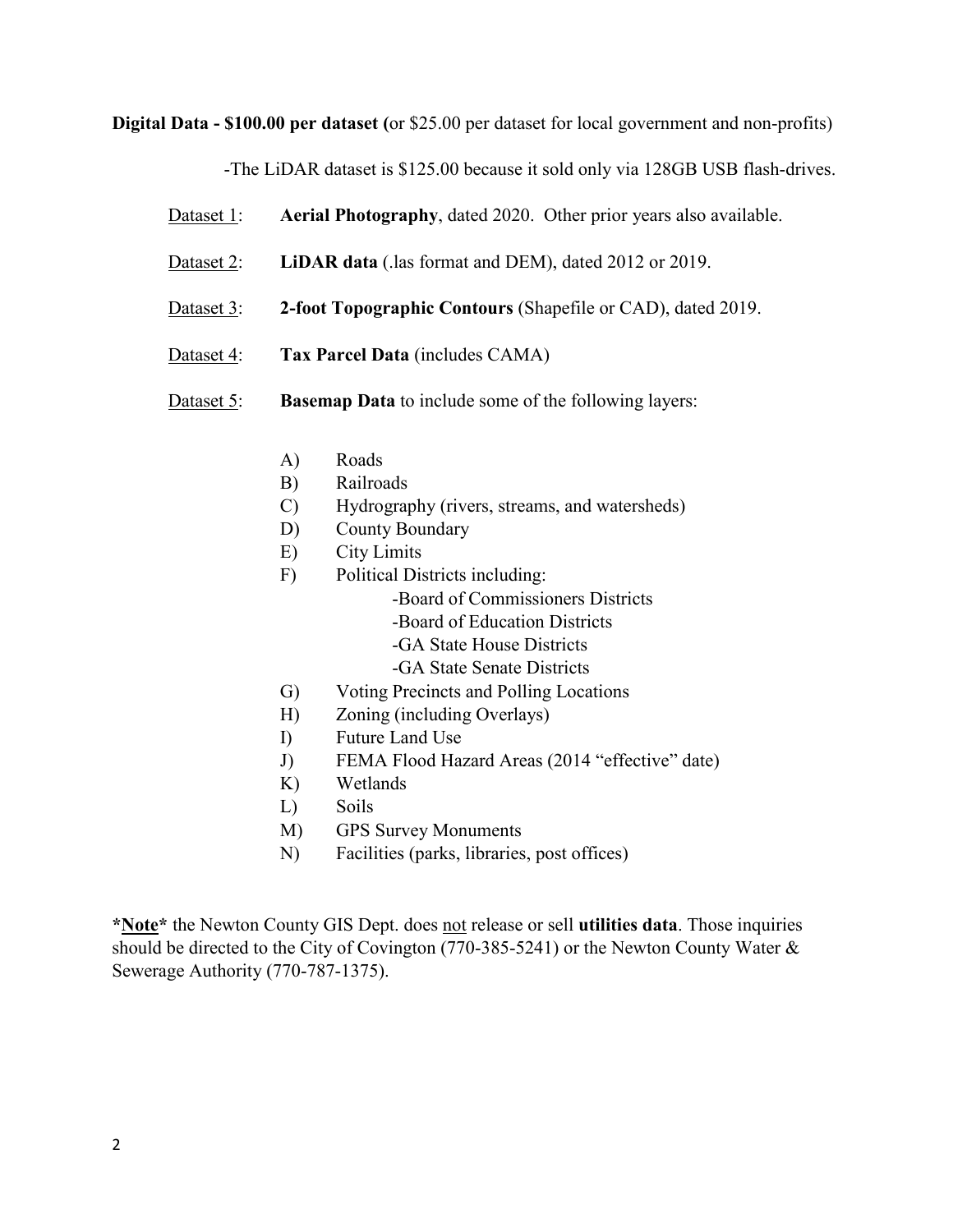**Digital Data - $100.00 per dataset (**or $25.00 per dataset for local government and non-profits)

-The LiDAR dataset is $125.00 because it sold only via 128GB USB flash-drives.

Dataset 1: **Aerial Photography**, dated 2020. Other prior years also available.

Dataset 2: **LiDAR data** (.las format and DEM), dated 2012 or 2019.

Dataset 3: **2-foot Topographic Contours** (Shapefile or CAD), dated 2019.

Dataset 4: **Tax Parcel Data** (includes CAMA)

Dataset 5: **Basemap Data** to include some of the following layers:

- A) Roads
- B) Railroads
- C) Hydrography (rivers, streams, and watersheds)
- D) County Boundary
- E) City Limits
- F) Political Districts including:
  - -Board of Commissioners Districts
  - -Board of Education Districts
  - -GA State House Districts
  - -GA State Senate Districts
- G) Voting Precincts and Polling Locations
- H) Zoning (including Overlays)
- I) Future Land Use
- J) FEMA Flood Hazard Areas (2014 "effective" date)
- K) Wetlands
- L) Soils
- M) GPS Survey Monuments
- N) Facilities (parks, libraries, post offices)

***Note*** the Newton County GIS Dept. does not release or sell **utilities data**. Those inquiries should be directed to the City of Covington (770-385-5241) or the Newton County Water & Sewerage Authority (770-787-1375).